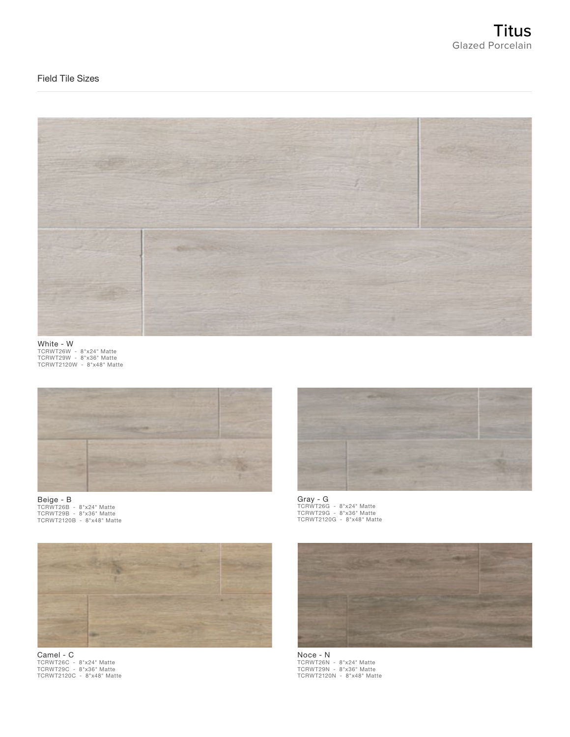# Titus

Glazed Porcelain

## Field Tile Sizes

**White - W**
TCRWT26W - 8"x24" Matte
TCRWT29W - 8"x36" Matte
TCRWT2120W - 8"x48" Matte

**Beige - B**
TCRWT26B - 8"x24" Matte
TCRWT29B - 8"x36" Matte
TCRWT2120B - 8"x48" Matte

**Gray - G**
TCRWT26G - 8"x24" Matte
TCRWT29G - 8"x36" Matte
TCRWT2120G - 8"x48" Matte

**Camel - C**
TCRWT26C - 8"x24" Matte
TCRWT29C - 8"x36" Matte
TCRWT2120C - 8"x48" Matte

**Noce - N**
TCRWT26N - 8"x24" Matte
TCRWT29N - 8"x36" Matte
TCRWT2120N - 8"x48" Matte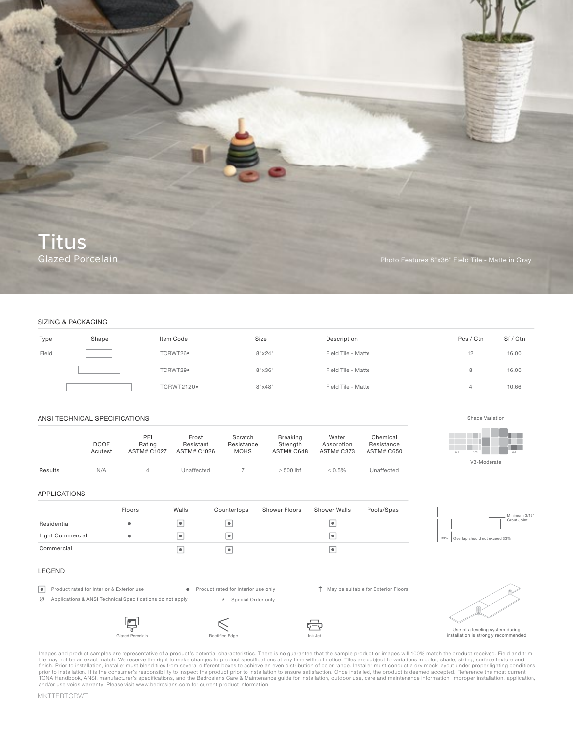# Titus

Glazed Porcelain

Photo Features 8"x36" Field Tile - Matte in Gray.

## SIZING & PACKAGING

| Type | Shape | Item Code | Size | Description | Pcs / Ctn | Sf / Ctn |
|---|---|---|---|---|---|---|
| Field | | TCRWT26• | 8"x24" | Field Tile - Matte | 12 | 16.00 |
| | | TCRWT29• | 8"x36" | Field Tile - Matte | 8 | 16.00 |
| | | TCRWT2120• | 8"x48" | Field Tile - Matte | 4 | 10.66 |

## ANSI TECHNICAL SPECIFICATIONS

| | DCOF Acutest | PEI Rating ASTM# C1027 | Frost Resistant ASTM# C1026 | Scratch Resistance MOHS | Breaking Strength ASTM# C648 | Water Absorption ASTM# C373 | Chemical Resistance ASTM# C650 |
|---|---|---|---|---|---|---|---|
| Results | N/A | 4 | Unaffected | 7 | ≥ 500 lbf | ≤ 0.5% | Unaffected |

Shade Variation

V1 V2 V3 V4

V3-Moderate

## APPLICATIONS

| | Floors | Walls | Countertops | Shower Floors | Shower Walls | Pools/Spas |
|---|---|---|---|---|---|---|
| Residential | • | ⊡ | ⊡ | | ⊡ | |
| Light Commercial | • | ⊡ | ⊡ | | ⊡ | |
| Commercial | | ⊡ | ⊡ | | ⊡ | |

Minimum 3/16" Grout Joint

33% Overlap should not exceed 33%

## LEGEND

⊡ Product rated for Interior & Exterior use

• Product rated for Interior use only

† May be suitable for Exterior Floors

∅ Applications & ANSI Technical Specifications do not apply

* Special Order only

Glazed Porcelain

Rectified Edge

Ink Jet

Use of a leveling system during installation is strongly recommended

Images and product samples are representative of a product's potential characteristics. There is no guarantee that the sample product or images will 100% match the product received. Field and trim tile may not be an exact match. We reserve the right to make changes to product specifications at any time without notice. Tiles are subject to variations in color, shade, sizing, surface texture and finish. Prior to installation, installer must blend tiles from several different boxes to achieve an even distribution of color range. Installer must conduct a dry mock layout under proper lighting conditions prior to installation. It is the consumer's responsibility to inspect the product prior to installation to ensure satisfaction. Once installed, the product is deemed accepted. Reference the most current TCNA Handbook, ANSI, manufacturer's specifications, and the Bedrosians Care & Maintenance guide for installation, outdoor use, care and maintenance information. Improper installation, application, and/or use voids warranty. Please visit www.bedrosians.com for current product information.

MKTTERTCRWT